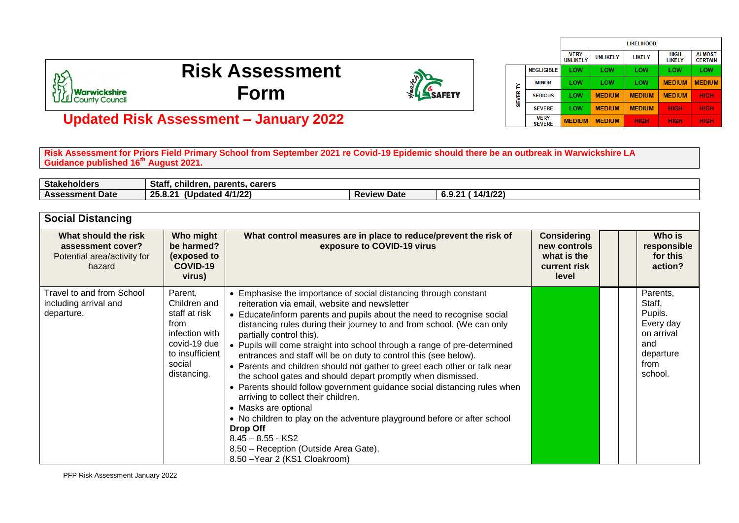# Risk Assessment Form

## Updated Risk Assessment – January 2022

| | | LIKELIHOOD | | | | |
|---|---|---|---|---|---|---|
| | | VERY UNLIKELY | UNLIKELY | LIKELY | HIGH LIKELY | ALMOST CERTAIN |
| SEVERITY | NEGLIGIBLE | LOW | LOW | LOW | LOW | LOW |
| | MINOR | LOW | LOW | LOW | MEDIUM | MEDIUM |
| | SERIOUS | LOW | MEDIUM | MEDIUM | MEDIUM | HIGH |
| | SEVERE | LOW | MEDIUM | MEDIUM | HIGH | HIGH |
| | VERY SEVERE | MEDIUM | MEDIUM | HIGH | HIGH | HIGH |

**Risk Assessment for Priors Field Primary School from September 2021 re Covid-19 Epidemic should there be an outbreak in Warwickshire LA Guidance published 16th August 2021.**

| **Stakeholders** | **Staff, children, parents, carers** | | |
|---|---|---|---|
| **Assessment Date** | **25.8.21 (Updated 4/1/22)** | **Review Date** | **6.9.21 ( 14/1/22)** |

## Social Distancing

| **What should the risk assessment cover?** Potential area/activity for hazard | **Who might be harmed? (exposed to COVID-19 virus)** | **What control measures are in place to reduce/prevent the risk of exposure to COVID-19 virus** | **Considering new controls what is the current risk level** | | | **Who is responsible for this action?** |
|---|---|---|---|---|---|---|
| Travel to and from School including arrival and departure. | Parent, Children and staff at risk from infection with covid-19 due to insufficient social distancing. | • Emphasise the importance of social distancing through constant reiteration via email, website and newsletter<br>• Educate/inform parents and pupils about the need to recognise social distancing rules during their journey to and from school. (We can only partially control this).<br>• Pupils will come straight into school through a range of pre-determined entrances and staff will be on duty to control this (see below).<br>• Parents and children should not gather to greet each other or talk near the school gates and should depart promptly when dismissed.<br>• Parents should follow government guidance social distancing rules when arriving to collect their children.<br>• Masks are optional<br>• No children to play on the adventure playground before or after school<br>**Drop Off**<br>8.45 – 8.55 - KS2<br>8.50 – Reception (Outside Area Gate),<br>8.50 –Year 2 (KS1 Cloakroom) | | | | Parents, Staff, Pupils. Every day on arrival and departure from school. |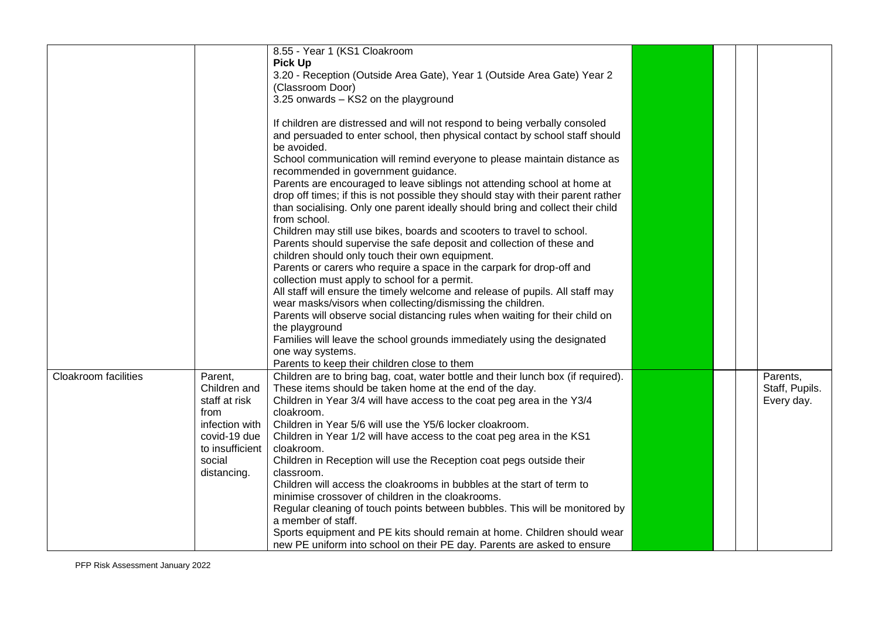| | | | | | | |
|---|---|---|---|---|---|---|
| | | 8.55 - Year 1 (KS1 Cloakroom<br>**Pick Up**<br>3.20 - Reception (Outside Area Gate), Year 1 (Outside Area Gate) Year 2 (Classroom Door)<br>3.25 onwards – KS2 on the playground<br><br>If children are distressed and will not respond to being verbally consoled and persuaded to enter school, then physical contact by school staff should be avoided.<br>School communication will remind everyone to please maintain distance as recommended in government guidance.<br>Parents are encouraged to leave siblings not attending school at home at drop off times; if this is not possible they should stay with their parent rather than socialising. Only one parent ideally should bring and collect their child from school.<br>Children may still use bikes, boards and scooters to travel to school. Parents should supervise the safe deposit and collection of these and children should only touch their own equipment.<br>Parents or carers who require a space in the carpark for drop-off and collection must apply to school for a permit.<br>All staff will ensure the timely welcome and release of pupils. All staff may wear masks/visors when collecting/dismissing the children.<br>Parents will observe social distancing rules when waiting for their child on the playground<br>Families will leave the school grounds immediately using the designated one way systems.<br>Parents to keep their children close to them | | | | |
| Cloakroom facilities | Parent, Children and staff at risk from infection with covid-19 due to insufficient social distancing. | Children are to bring bag, coat, water bottle and their lunch box (if required). These items should be taken home at the end of the day.<br>Children in Year 3/4 will have access to the coat peg area in the Y3/4 cloakroom.<br>Children in Year 5/6 will use the Y5/6 locker cloakroom.<br>Children in Year 1/2 will have access to the coat peg area in the KS1 cloakroom.<br>Children in Reception will use the Reception coat pegs outside their classroom.<br>Children will access the cloakrooms in bubbles at the start of term to minimise crossover of children in the cloakrooms.<br>Regular cleaning of touch points between bubbles. This will be monitored by a member of staff.<br>Sports equipment and PE kits should remain at home. Children should wear new PE uniform into school on their PE day. Parents are asked to ensure | | | | Parents, Staff, Pupils. Every day. |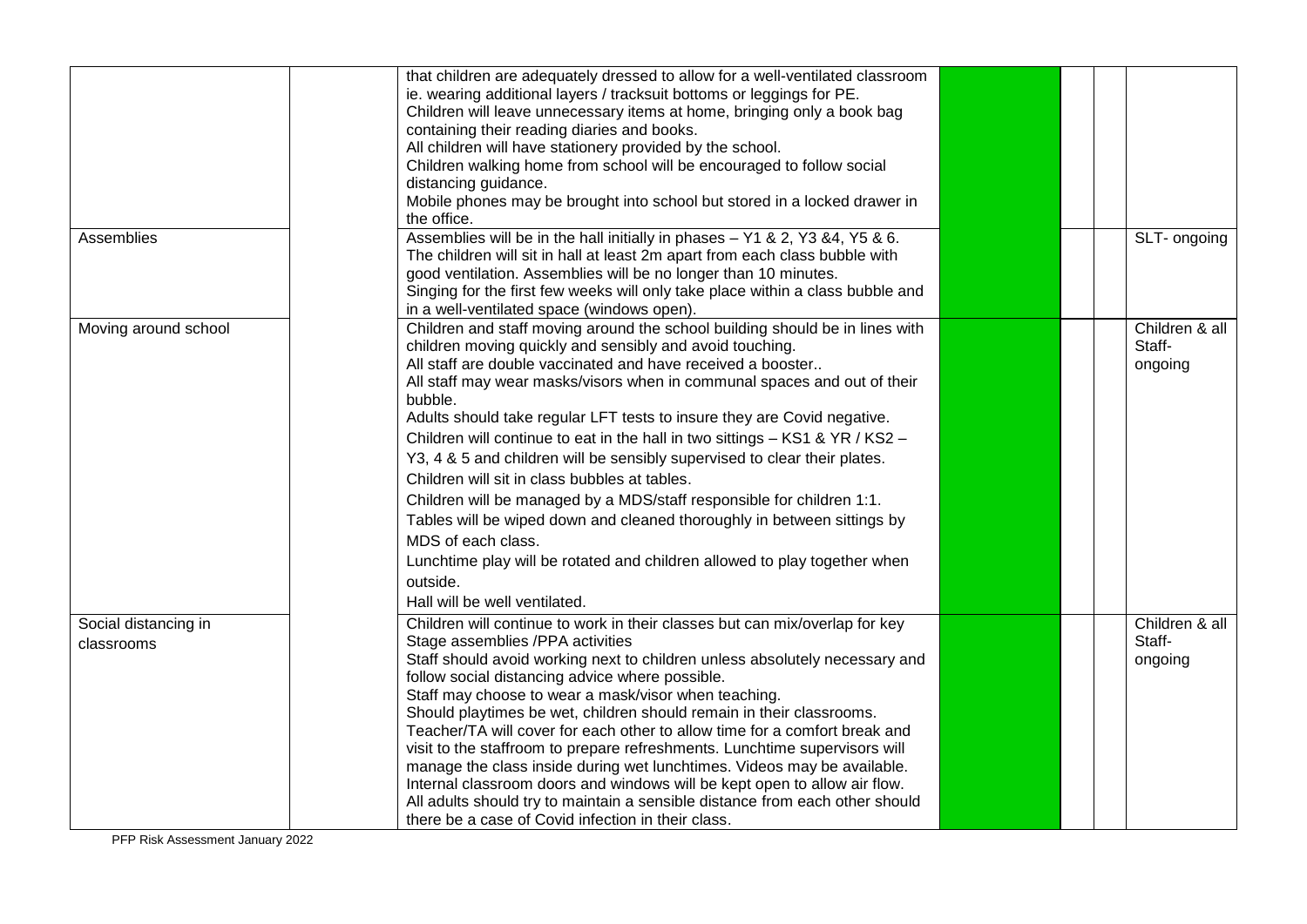| | | | | | | |
|---|---|---|---|---|---|---|
| | | that children are adequately dressed to allow for a well-ventilated classroom ie. wearing additional layers / tracksuit bottoms or leggings for PE.<br>Children will leave unnecessary items at home, bringing only a book bag containing their reading diaries and books.<br>All children will have stationery provided by the school.<br>Children walking home from school will be encouraged to follow social distancing guidance.<br>Mobile phones may be brought into school but stored in a locked drawer in the office. | | | | |
| Assemblies | | Assemblies will be in the hall initially in phases – Y1 & 2, Y3 &4, Y5 & 6.<br>The children will sit in hall at least 2m apart from each class bubble with good ventilation. Assemblies will be no longer than 10 minutes.<br>Singing for the first few weeks will only take place within a class bubble and in a well-ventilated space (windows open). | | | | SLT- ongoing |
| Moving around school | | Children and staff moving around the school building should be in lines with children moving quickly and sensibly and avoid touching.<br>All staff are double vaccinated and have received a booster..<br>All staff may wear masks/visors when in communal spaces and out of their bubble.<br>Adults should take regular LFT tests to insure they are Covid negative.<br>Children will continue to eat in the hall in two sittings – KS1 & YR / KS2 – Y3, 4 & 5 and children will be sensibly supervised to clear their plates.<br>Children will sit in class bubbles at tables.<br>Children will be managed by a MDS/staff responsible for children 1:1.<br>Tables will be wiped down and cleaned thoroughly in between sittings by MDS of each class.<br>Lunchtime play will be rotated and children allowed to play together when outside.<br>Hall will be well ventilated. | | | | Children & all Staff- ongoing |
| Social distancing in classrooms | | Children will continue to work in their classes but can mix/overlap for key Stage assemblies /PPA activities<br>Staff should avoid working next to children unless absolutely necessary and follow social distancing advice where possible.<br>Staff may choose to wear a mask/visor when teaching.<br>Should playtimes be wet, children should remain in their classrooms.<br>Teacher/TA will cover for each other to allow time for a comfort break and visit to the staffroom to prepare refreshments. Lunchtime supervisors will manage the class inside during wet lunchtimes. Videos may be available.<br>Internal classroom doors and windows will be kept open to allow air flow.<br>All adults should try to maintain a sensible distance from each other should there be a case of Covid infection in their class. | | | | Children & all Staff- ongoing |

PFP Risk Assessment January 2022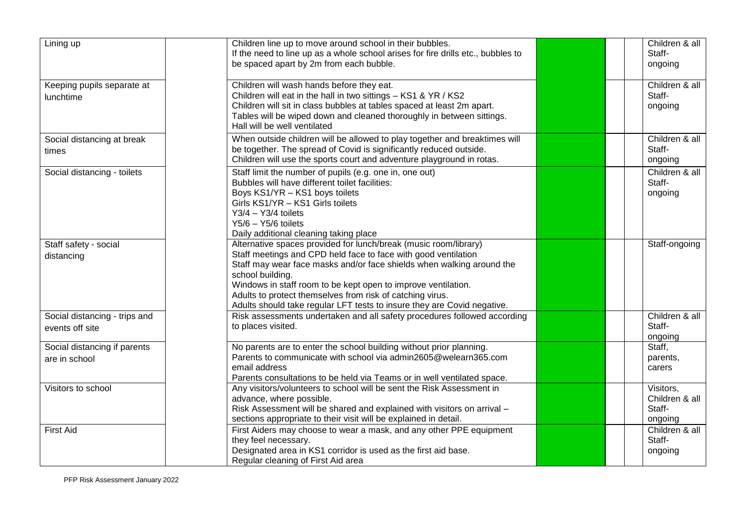| | | | | | | |
|---|---|---|---|---|---|---|
| Lining up | | Children line up to move around school in their bubbles.<br>If the need to line up as a whole school arises for fire drills etc., bubbles to be spaced apart by 2m from each bubble. | | | | Children & all Staff- ongoing |
| Keeping pupils separate at lunchtime | | Children will wash hands before they eat.<br>Children will eat in the hall in two sittings – KS1 & YR / KS2<br>Children will sit in class bubbles at tables spaced at least 2m apart.<br>Tables will be wiped down and cleaned thoroughly in between sittings.<br>Hall will be well ventilated | | | | Children & all Staff- ongoing |
| Social distancing at break times | | When outside children will be allowed to play together and breaktimes will be together. The spread of Covid is significantly reduced outside.<br>Children will use the sports court and adventure playground in rotas. | | | | Children & all Staff- ongoing |
| Social distancing - toilets | | Staff limit the number of pupils (e.g. one in, one out)<br>Bubbles will have different toilet facilities:<br>Boys KS1/YR – KS1 boys toilets<br>Girls KS1/YR – KS1 Girls toilets<br>Y3/4 – Y3/4 toilets<br>Y5/6 – Y5/6 toilets<br>Daily additional cleaning taking place | | | | Children & all Staff- ongoing |
| Staff safety - social distancing | | Alternative spaces provided for lunch/break (music room/library)<br>Staff meetings and CPD held face to face with good ventilation<br>Staff may wear face masks and/or face shields when walking around the school building.<br>Windows in staff room to be kept open to improve ventilation.<br>Adults to protect themselves from risk of catching virus.<br>Adults should take regular LFT tests to insure they are Covid negative. | | | | Staff-ongoing |
| Social distancing - trips and events off site | | Risk assessments undertaken and all safety procedures followed according to places visited. | | | | Children & all Staff- ongoing |
| Social distancing if parents are in school | | No parents are to enter the school building without prior planning.<br>Parents to communicate with school via admin2605@welearn365.com email address<br>Parents consultations to be held via Teams or in well ventilated space. | | | | Staff, parents, carers |
| Visitors to school | | Any visitors/volunteers to school will be sent the Risk Assessment in advance, where possible.<br>Risk Assessment will be shared and explained with visitors on arrival – sections appropriate to their visit will be explained in detail. | | | | Visitors, Children & all Staff- ongoing |
| First Aid | | First Aiders may choose to wear a mask, and any other PPE equipment they feel necessary.<br>Designated area in KS1 corridor is used as the first aid base.<br>Regular cleaning of First Aid area | | | | Children & all Staff- ongoing |

PFP Risk Assessment January 2022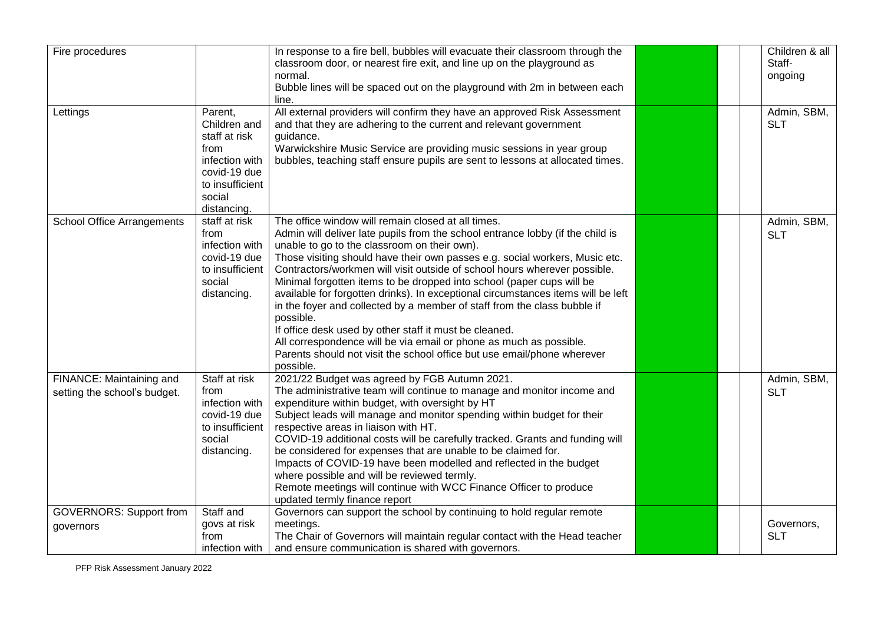| | | | | | | |
|---|---|---|---|---|---|---|
| Fire procedures | | In response to a fire bell, bubbles will evacuate their classroom through the classroom door, or nearest fire exit, and line up on the playground as normal.<br>Bubble lines will be spaced out on the playground with 2m in between each line. | | | | Children & all Staff- ongoing |
| Lettings | Parent, Children and staff at risk from infection with covid-19 due to insufficient social distancing. | All external providers will confirm they have an approved Risk Assessment and that they are adhering to the current and relevant government guidance.<br>Warwickshire Music Service are providing music sessions in year group bubbles, teaching staff ensure pupils are sent to lessons at allocated times. | | | | Admin, SBM, SLT |
| School Office Arrangements | staff at risk from infection with covid-19 due to insufficient social distancing. | The office window will remain closed at all times.<br>Admin will deliver late pupils from the school entrance lobby (if the child is unable to go to the classroom on their own).<br>Those visiting should have their own passes e.g. social workers, Music etc.<br>Contractors/workmen will visit outside of school hours wherever possible.<br>Minimal forgotten items to be dropped into school (paper cups will be available for forgotten drinks). In exceptional circumstances items will be left in the foyer and collected by a member of staff from the class bubble if possible.<br>If office desk used by other staff it must be cleaned.<br>All correspondence will be via email or phone as much as possible.<br>Parents should not visit the school office but use email/phone wherever possible. | | | | Admin, SBM, SLT |
| FINANCE: Maintaining and setting the school's budget. | Staff at risk from infection with covid-19 due to insufficient social distancing. | 2021/22 Budget was agreed by FGB Autumn 2021.<br>The administrative team will continue to manage and monitor income and expenditure within budget, with oversight by HT<br>Subject leads will manage and monitor spending within budget for their respective areas in liaison with HT.<br>COVID-19 additional costs will be carefully tracked. Grants and funding will be considered for expenses that are unable to be claimed for.<br>Impacts of COVID-19 have been modelled and reflected in the budget where possible and will be reviewed termly.<br>Remote meetings will continue with WCC Finance Officer to produce updated termly finance report | | | | Admin, SBM, SLT |
| GOVERNORS: Support from governors | Staff and govs at risk from infection with | Governors can support the school by continuing to hold regular remote meetings.<br>The Chair of Governors will maintain regular contact with the Head teacher and ensure communication is shared with governors. | | | | Governors, SLT |

PFP Risk Assessment January 2022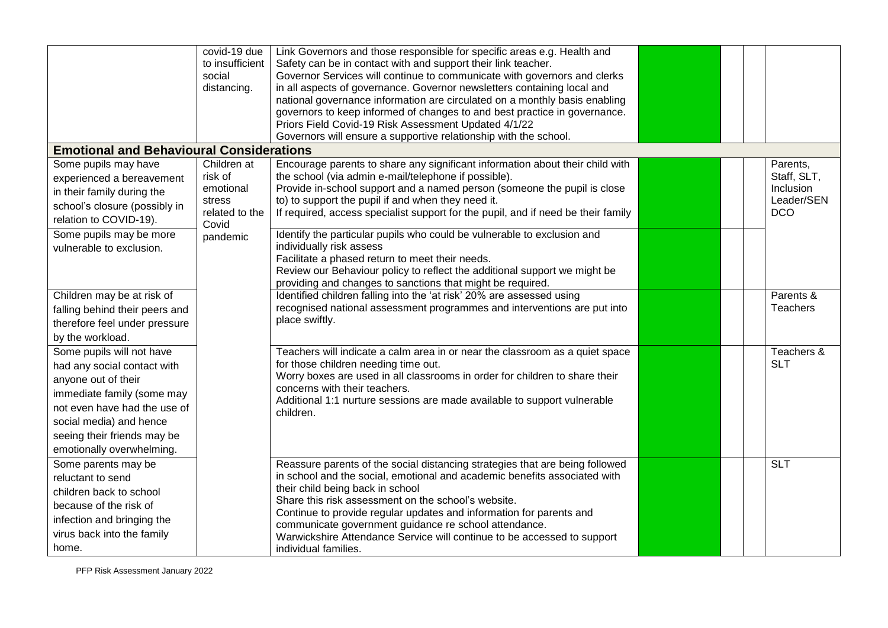| | | | | | | |
|---|---|---|---|---|---|---|
| | covid-19 due to insufficient social distancing. | Link Governors and those responsible for specific areas e.g. Health and Safety can be in contact with and support their link teacher.<br>Governor Services will continue to communicate with governors and clerks in all aspects of governance. Governor newsletters containing local and national governance information are circulated on a monthly basis enabling governors to keep informed of changes to and best practice in governance.<br>Priors Field Covid-19 Risk Assessment Updated 4/1/22<br>Governors will ensure a supportive relationship with the school. | | | | |
| **Emotional and Behavioural Considerations** | | | | | | |
| Some pupils may have experienced a bereavement in their family during the school's closure (possibly in relation to COVID-19). | Children at risk of emotional stress related to the Covid pandemic | Encourage parents to share any significant information about their child with the school (via admin e-mail/telephone if possible).<br>Provide in-school support and a named person (someone the pupil is close to) to support the pupil if and when they need it.<br>If required, access specialist support for the pupil, and if need be their family | | | | Parents, Staff, SLT, Inclusion Leader/SEN DCO |
| Some pupils may be more vulnerable to exclusion. | | Identify the particular pupils who could be vulnerable to exclusion and individually risk assess<br>Facilitate a phased return to meet their needs.<br>Review our Behaviour policy to reflect the additional support we might be providing and changes to sanctions that might be required. | | | | |
| Children may be at risk of falling behind their peers and therefore feel under pressure by the workload. | | Identified children falling into the 'at risk' 20% are assessed using recognised national assessment programmes and interventions are put into place swiftly. | | | | Parents & Teachers |
| Some pupils will not have had any social contact with anyone out of their immediate family (some may not even have had the use of social media) and hence seeing their friends may be emotionally overwhelming. | | Teachers will indicate a calm area in or near the classroom as a quiet space for those children needing time out.<br>Worry boxes are used in all classrooms in order for children to share their concerns with their teachers.<br>Additional 1:1 nurture sessions are made available to support vulnerable children. | | | | Teachers & SLT |
| Some parents may be reluctant to send children back to school because of the risk of infection and bringing the virus back into the family home. | | Reassure parents of the social distancing strategies that are being followed in school and the social, emotional and academic benefits associated with their child being back in school<br>Share this risk assessment on the school's website.<br>Continue to provide regular updates and information for parents and communicate government guidance re school attendance.<br>Warwickshire Attendance Service will continue to be accessed to support individual families. | | | | SLT |

PFP Risk Assessment January 2022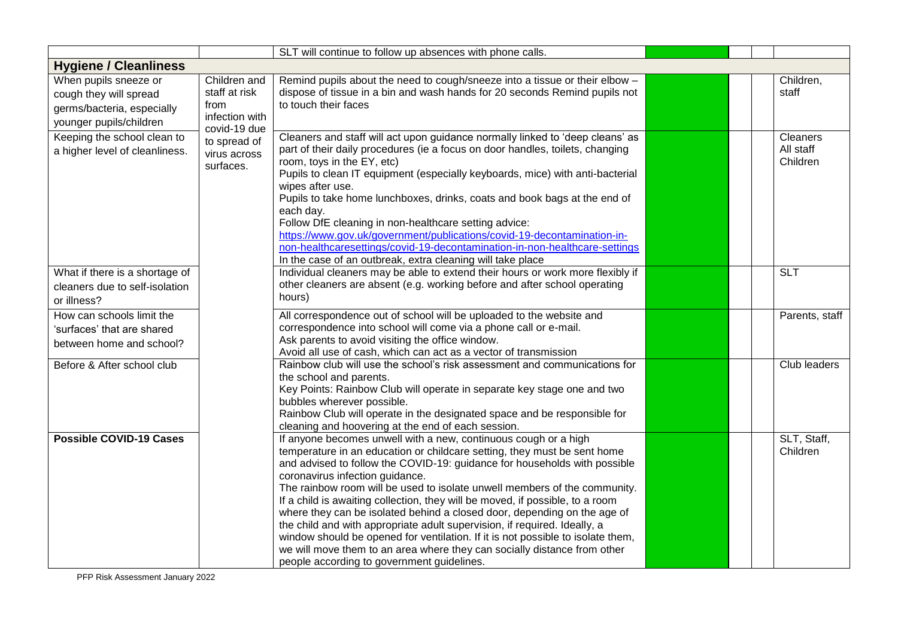| | | | | | | |
|---|---|---|---|---|---|---|
| | | SLT will continue to follow up absences with phone calls. | | | | |
| **Hygiene / Cleanliness** | | | | | | |
| When pupils sneeze or cough they will spread germs/bacteria, especially younger pupils/children | Children and staff at risk from infection with covid-19 due to spread of virus across surfaces. | Remind pupils about the need to cough/sneeze into a tissue or their elbow – dispose of tissue in a bin and wash hands for 20 seconds Remind pupils not to touch their faces | | | | Children, staff |
| Keeping the school clean to a higher level of cleanliness. | | Cleaners and staff will act upon guidance normally linked to 'deep cleans' as part of their daily procedures (ie a focus on door handles, toilets, changing room, toys in the EY, etc)<br>Pupils to clean IT equipment (especially keyboards, mice) with anti-bacterial wipes after use.<br>Pupils to take home lunchboxes, drinks, coats and book bags at the end of each day.<br>Follow DfE cleaning in non-healthcare setting advice: https://www.gov.uk/government/publications/covid-19-decontamination-in-non-healthcaresettings/covid-19-decontamination-in-non-healthcare-settings<br>In the case of an outbreak, extra cleaning will take place | | | | Cleaners<br>All staff<br>Children |
| What if there is a shortage of cleaners due to self-isolation or illness? | | Individual cleaners may be able to extend their hours or work more flexibly if other cleaners are absent (e.g. working before and after school operating hours) | | | | SLT |
| How can schools limit the 'surfaces' that are shared between home and school? | | All correspondence out of school will be uploaded to the website and correspondence into school will come via a phone call or e-mail.<br>Ask parents to avoid visiting the office window.<br>Avoid all use of cash, which can act as a vector of transmission | | | | Parents, staff |
| Before & After school club | | Rainbow club will use the school's risk assessment and communications for the school and parents.<br>Key Points: Rainbow Club will operate in separate key stage one and two bubbles wherever possible.<br>Rainbow Club will operate in the designated space and be responsible for cleaning and hoovering at the end of each session. | | | | Club leaders |
| **Possible COVID-19 Cases** | | If anyone becomes unwell with a new, continuous cough or a high temperature in an education or childcare setting, they must be sent home and advised to follow the COVID-19: guidance for households with possible coronavirus infection guidance.<br>The rainbow room will be used to isolate unwell members of the community. If a child is awaiting collection, they will be moved, if possible, to a room where they can be isolated behind a closed door, depending on the age of the child and with appropriate adult supervision, if required. Ideally, a window should be opened for ventilation. If it is not possible to isolate them, we will move them to an area where they can socially distance from other people according to government guidelines. | | | | SLT, Staff, Children |

PFP Risk Assessment January 2022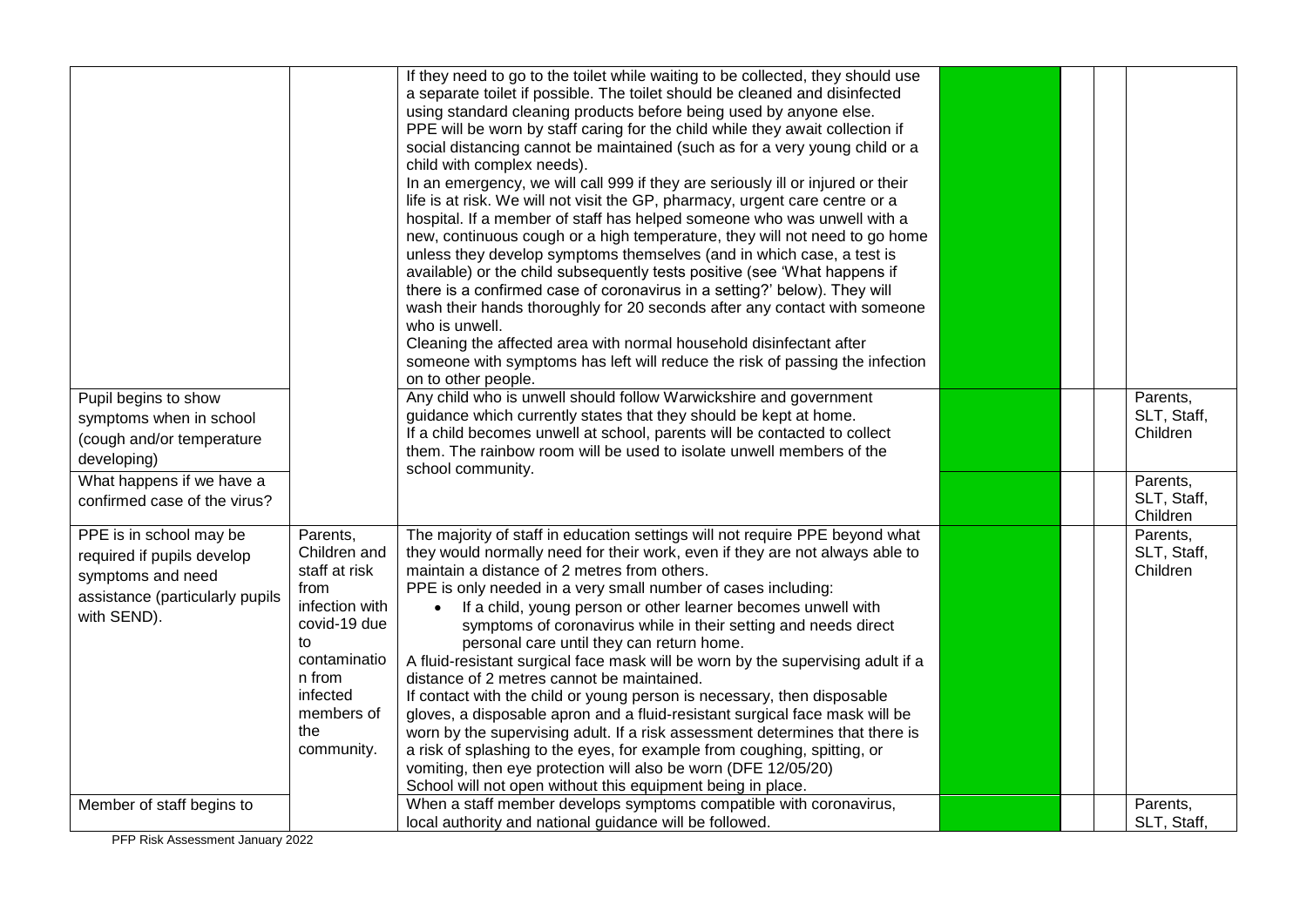| | | | | | | |
|---|---|---|---|---|---|---|
| | | If they need to go to the toilet while waiting to be collected, they should use a separate toilet if possible. The toilet should be cleaned and disinfected using standard cleaning products before being used by anyone else. PPE will be worn by staff caring for the child while they await collection if social distancing cannot be maintained (such as for a very young child or a child with complex needs). In an emergency, we will call 999 if they are seriously ill or injured or their life is at risk. We will not visit the GP, pharmacy, urgent care centre or a hospital. If a member of staff has helped someone who was unwell with a new, continuous cough or a high temperature, they will not need to go home unless they develop symptoms themselves (and in which case, a test is available) or the child subsequently tests positive (see 'What happens if there is a confirmed case of coronavirus in a setting?' below). They will wash their hands thoroughly for 20 seconds after any contact with someone who is unwell. Cleaning the affected area with normal household disinfectant after someone with symptoms has left will reduce the risk of passing the infection on to other people. | | | | |
| Pupil begins to show symptoms when in school (cough and/or temperature developing) | | Any child who is unwell should follow Warwickshire and government guidance which currently states that they should be kept at home. If a child becomes unwell at school, parents will be contacted to collect them. The rainbow room will be used to isolate unwell members of the school community. | | | | Parents, SLT, Staff, Children |
| What happens if we have a confirmed case of the virus? | | | | | | Parents, SLT, Staff, Children |
| PPE is in school may be required if pupils develop symptoms and need assistance (particularly pupils with SEND). | Parents, Children and staff at risk from infection with covid-19 due to contamination from infected members of the community. | The majority of staff in education settings will not require PPE beyond what they would normally need for their work, even if they are not always able to maintain a distance of 2 metres from others.<br>PPE is only needed in a very small number of cases including:<br>• If a child, young person or other learner becomes unwell with symptoms of coronavirus while in their setting and needs direct personal care until they can return home.<br>A fluid-resistant surgical face mask will be worn by the supervising adult if a distance of 2 metres cannot be maintained.<br>If contact with the child or young person is necessary, then disposable gloves, a disposable apron and a fluid-resistant surgical face mask will be worn by the supervising adult. If a risk assessment determines that there is a risk of splashing to the eyes, for example from coughing, spitting, or vomiting, then eye protection will also be worn (DFE 12/05/20)<br>School will not open without this equipment being in place. | | | | Parents, SLT, Staff, Children |
| Member of staff begins to | | When a staff member develops symptoms compatible with coronavirus, local authority and national guidance will be followed. | | | | Parents, SLT, Staff, |

PFP Risk Assessment January 2022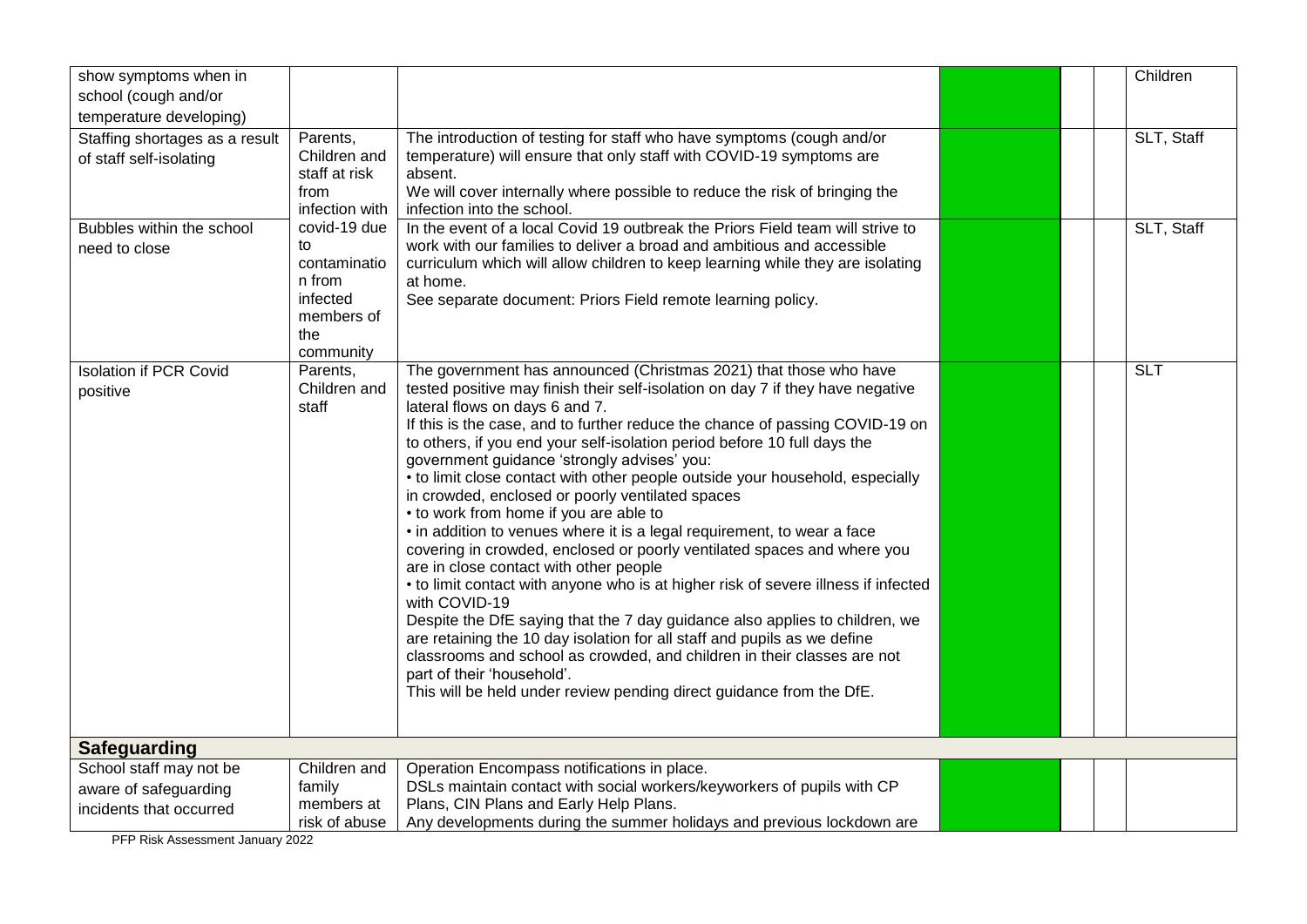| | | | | | | |
|---|---|---|---|---|---|---|
| show symptoms when in school (cough and/or temperature developing) | | | | | | Children |
| Staffing shortages as a result of staff self-isolating | Parents, Children and staff at risk from infection with covid-19 due to contamination from infected members of the community | The introduction of testing for staff who have symptoms (cough and/or temperature) will ensure that only staff with COVID-19 symptoms are absent.<br>We will cover internally where possible to reduce the risk of bringing the infection into the school. | | | | SLT, Staff |
| Bubbles within the school need to close | | In the event of a local Covid 19 outbreak the Priors Field team will strive to work with our families to deliver a broad and ambitious and accessible curriculum which will allow children to keep learning while they are isolating at home.<br>See separate document: Priors Field remote learning policy. | | | | SLT, Staff |
| Isolation if PCR Covid positive | Parents, Children and staff | The government has announced (Christmas 2021) that those who have tested positive may finish their self-isolation on day 7 if they have negative lateral flows on days 6 and 7.<br>If this is the case, and to further reduce the chance of passing COVID-19 on to others, if you end your self-isolation period before 10 full days the government guidance 'strongly advises' you:<br>• to limit close contact with other people outside your household, especially in crowded, enclosed or poorly ventilated spaces<br>• to work from home if you are able to<br>• in addition to venues where it is a legal requirement, to wear a face covering in crowded, enclosed or poorly ventilated spaces and where you are in close contact with other people<br>• to limit contact with anyone who is at higher risk of severe illness if infected with COVID-19<br>Despite the DfE saying that the 7 day guidance also applies to children, we are retaining the 10 day isolation for all staff and pupils as we define classrooms and school as crowded, and children in their classes are not part of their 'household'.<br>This will be held under review pending direct guidance from the DfE. | | | | SLT |
| **Safeguarding** | | | | | | |
| School staff may not be aware of safeguarding incidents that occurred | Children and family members at risk of abuse | Operation Encompass notifications in place.<br>DSLs maintain contact with social workers/keyworkers of pupils with CP Plans, CIN Plans and Early Help Plans.<br>Any developments during the summer holidays and previous lockdown are | | | | |

PFP Risk Assessment January 2022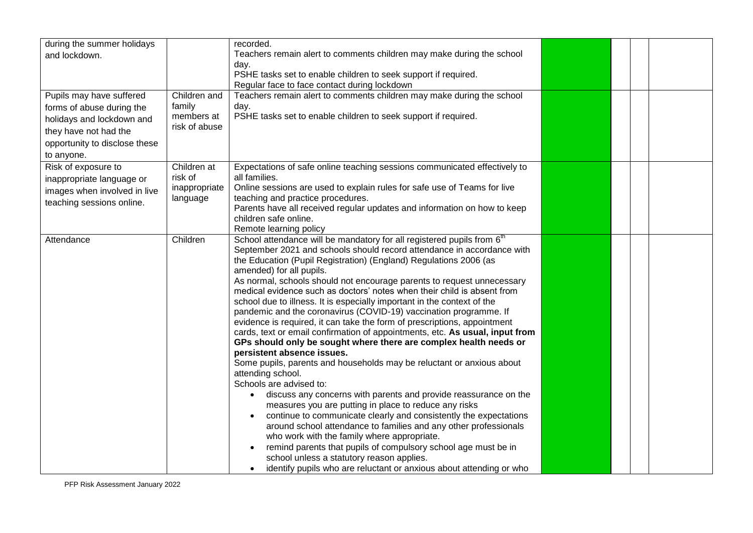| | | | | | | |
|---|---|---|---|---|---|---|
| during the summer holidays and lockdown. | | recorded.<br>Teachers remain alert to comments children may make during the school day.<br>PSHE tasks set to enable children to seek support if required.<br>Regular face to face contact during lockdown | | | | |
| Pupils may have suffered forms of abuse during the holidays and lockdown and they have not had the opportunity to disclose these to anyone. | Children and family members at risk of abuse | Teachers remain alert to comments children may make during the school day.<br>PSHE tasks set to enable children to seek support if required. | | | | |
| Risk of exposure to inappropriate language or images when involved in live teaching sessions online. | Children at risk of inappropriate language | Expectations of safe online teaching sessions communicated effectively to all families.<br>Online sessions are used to explain rules for safe use of Teams for live teaching and practice procedures.<br>Parents have all received regular updates and information on how to keep children safe online.<br>Remote learning policy | | | | |
| Attendance | Children | School attendance will be mandatory for all registered pupils from 6th September 2021 and schools should record attendance in accordance with the Education (Pupil Registration) (England) Regulations 2006 (as amended) for all pupils.<br>As normal, schools should not encourage parents to request unnecessary medical evidence such as doctors' notes when their child is absent from school due to illness. It is especially important in the context of the pandemic and the coronavirus (COVID-19) vaccination programme. If evidence is required, it can take the form of prescriptions, appointment cards, text or email confirmation of appointments, etc. **As usual, input from GPs should only be sought where there are complex health needs or persistent absence issues.**<br>Some pupils, parents and households may be reluctant or anxious about attending school.<br>Schools are advised to:<br>• discuss any concerns with parents and provide reassurance on the measures you are putting in place to reduce any risks<br>• continue to communicate clearly and consistently the expectations around school attendance to families and any other professionals who work with the family where appropriate.<br>• remind parents that pupils of compulsory school age must be in school unless a statutory reason applies.<br>• identify pupils who are reluctant or anxious about attending or who | | | | |

PFP Risk Assessment January 2022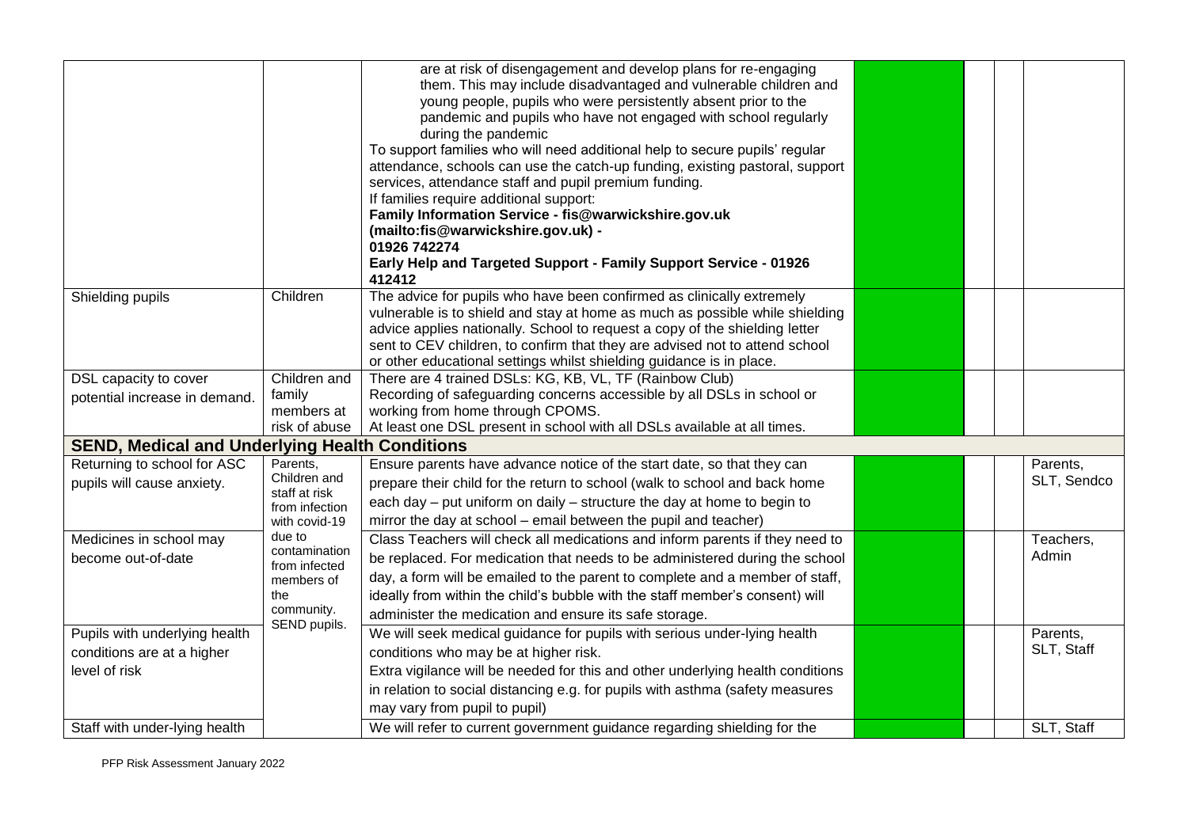| | | | | | | |
|---|---|---|---|---|---|---|
| | | are at risk of disengagement and develop plans for re-engaging them. This may include disadvantaged and vulnerable children and young people, pupils who were persistently absent prior to the pandemic and pupils who have not engaged with school regularly during the pandemic<br>To support families who will need additional help to secure pupils' regular attendance, schools can use the catch-up funding, existing pastoral, support services, attendance staff and pupil premium funding.<br>If families require additional support:<br>**Family Information Service - fis@warwickshire.gov.uk (mailto:fis@warwickshire.gov.uk) - 01926 742274**<br>**Early Help and Targeted Support - Family Support Service - 01926 412412** | | | | |
| Shielding pupils | Children | The advice for pupils who have been confirmed as clinically extremely vulnerable is to shield and stay at home as much as possible while shielding advice applies nationally. School to request a copy of the shielding letter sent to CEV children, to confirm that they are advised not to attend school or other educational settings whilst shielding guidance is in place. | | | | |
| DSL capacity to cover potential increase in demand. | Children and family members at risk of abuse | There are 4 trained DSLs: KG, KB, VL, TF (Rainbow Club)<br>Recording of safeguarding concerns accessible by all DSLs in school or working from home through CPOMS.<br>At least one DSL present in school with all DSLs available at all times. | | | | |
| **SEND, Medical and Underlying Health Conditions** | | | | | | |
| Returning to school for ASC pupils will cause anxiety. | Parents, Children and staff at risk from infection with covid-19 due to contamination from infected members of the community. SEND pupils. | Ensure parents have advance notice of the start date, so that they can prepare their child for the return to school (walk to school and back home each day – put uniform on daily – structure the day at home to begin to mirror the day at school – email between the pupil and teacher) | | | | Parents, SLT, Sendco |
| Medicines in school may become out-of-date | | Class Teachers will check all medications and inform parents if they need to be replaced. For medication that needs to be administered during the school day, a form will be emailed to the parent to complete and a member of staff, ideally from within the child's bubble with the staff member's consent) will administer the medication and ensure its safe storage. | | | | Teachers, Admin |
| Pupils with underlying health conditions are at a higher level of risk | | We will seek medical guidance for pupils with serious under-lying health conditions who may be at higher risk.<br>Extra vigilance will be needed for this and other underlying health conditions in relation to social distancing e.g. for pupils with asthma (safety measures may vary from pupil to pupil) | | | | Parents, SLT, Staff |
| Staff with under-lying health | | We will refer to current government guidance regarding shielding for the | | | | SLT, Staff |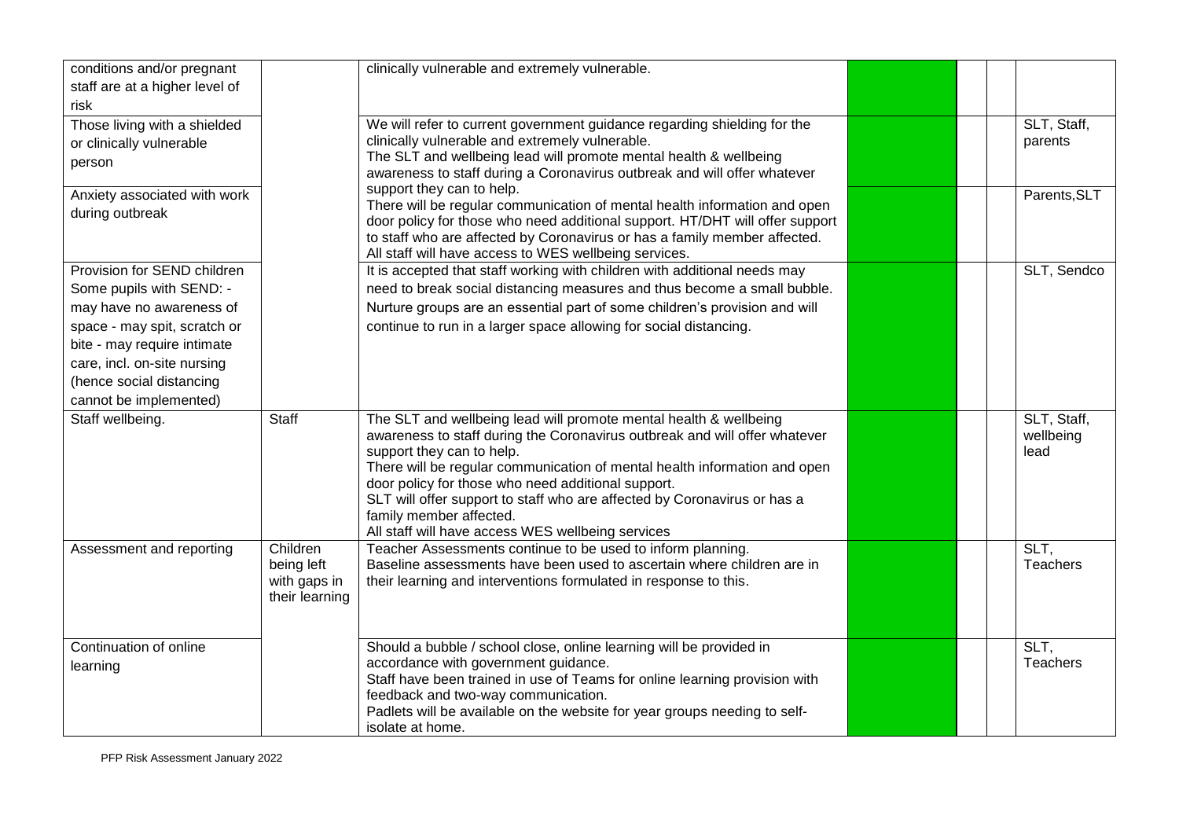| | | | | | | |
|---|---|---|---|---|---|---|
| conditions and/or pregnant staff are at a higher level of risk | | clinically vulnerable and extremely vulnerable. | | | | |
| Those living with a shielded or clinically vulnerable person | | We will refer to current government guidance regarding shielding for the clinically vulnerable and extremely vulnerable. The SLT and wellbeing lead will promote mental health & wellbeing awareness to staff during a Coronavirus outbreak and will offer whatever support they can to help. | | | | SLT, Staff, parents |
| Anxiety associated with work during outbreak | | There will be regular communication of mental health information and open door policy for those who need additional support. HT/DHT will offer support to staff who are affected by Coronavirus or has a family member affected. All staff will have access to WES wellbeing services. | | | | Parents,SLT |
| Provision for SEND children Some pupils with SEND: - may have no awareness of space - may spit, scratch or bite - may require intimate care, incl. on-site nursing (hence social distancing cannot be implemented) | | It is accepted that staff working with children with additional needs may need to break social distancing measures and thus become a small bubble. Nurture groups are an essential part of some children's provision and will continue to run in a larger space allowing for social distancing. | | | | SLT, Sendco |
| Staff wellbeing. | Staff | The SLT and wellbeing lead will promote mental health & wellbeing awareness to staff during the Coronavirus outbreak and will offer whatever support they can to help. There will be regular communication of mental health information and open door policy for those who need additional support. SLT will offer support to staff who are affected by Coronavirus or has a family member affected. All staff will have access WES wellbeing services | | | | SLT, Staff, wellbeing lead |
| Assessment and reporting | Children being left with gaps in their learning | Teacher Assessments continue to be used to inform planning. Baseline assessments have been used to ascertain where children are in their learning and interventions formulated in response to this. | | | | SLT, Teachers |
| Continuation of online learning | | Should a bubble / school close, online learning will be provided in accordance with government guidance. Staff have been trained in use of Teams for online learning provision with feedback and two-way communication. Padlets will be available on the website for year groups needing to self-isolate at home. | | | | SLT, Teachers |

PFP Risk Assessment January 2022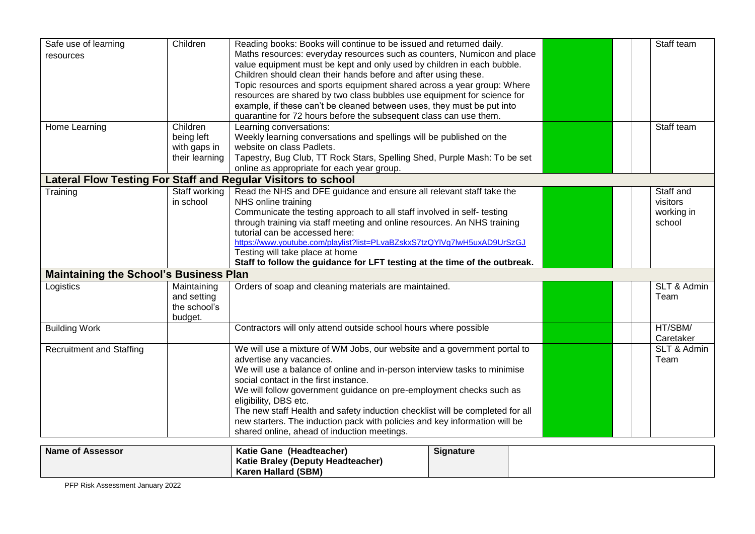| | | | | | | |
|---|---|---|---|---|---|---|
| Safe use of learning resources | Children | Reading books: Books will continue to be issued and returned daily.<br>Maths resources: everyday resources such as counters, Numicon and place value equipment must be kept and only used by children in each bubble. Children should clean their hands before and after using these.<br>Topic resources and sports equipment shared across a year group: Where resources are shared by two class bubbles use equipment for science for example, if these can't be cleaned between uses, they must be put into quarantine for 72 hours before the subsequent class can use them. | | | | Staff team |
| Home Learning | Children being left with gaps in their learning | Learning conversations:<br>Weekly learning conversations and spellings will be published on the website on class Padlets.<br>Tapestry, Bug Club, TT Rock Stars, Spelling Shed, Purple Mash: To be set online as appropriate for each year group. | | | | Staff team |
| **Lateral Flow Testing For Staff and Regular Visitors to school** | | | | | | |
| Training | Staff working in school | Read the NHS and DFE guidance and ensure all relevant staff take the NHS online training<br>Communicate the testing approach to all staff involved in self- testing through training via staff meeting and online resources. An NHS training tutorial can be accessed here:<br>https://www.youtube.com/playlist?list=PLvaBZskxS7tzQYlVg7lwH5uxAD9UrSzGJ<br>Testing will take place at home<br>**Staff to follow the guidance for LFT testing at the time of the outbreak.** | | | | Staff and visitors working in school |
| **Maintaining the School's Business Plan** | | | | | | |
| Logistics | Maintaining and setting the school's budget. | Orders of soap and cleaning materials are maintained. | | | | SLT & Admin Team |
| Building Work | | Contractors will only attend outside school hours where possible | | | | HT/SBM/ Caretaker |
| Recruitment and Staffing | | We will use a mixture of WM Jobs, our website and a government portal to advertise any vacancies.<br>We will use a balance of online and in-person interview tasks to minimise social contact in the first instance.<br>We will follow government guidance on pre-employment checks such as eligibility, DBS etc.<br>The new staff Health and safety induction checklist will be completed for all new starters. The induction pack with policies and key information will be shared online, ahead of induction meetings. | | | | SLT & Admin Team |

| **Name of Assessor** | **Katie Gane (Headteacher)**<br>**Katie Braley (Deputy Headteacher)**<br>**Karen Hallard (SBM)** | **Signature** | |
|---|---|---|---|

PFP Risk Assessment January 2022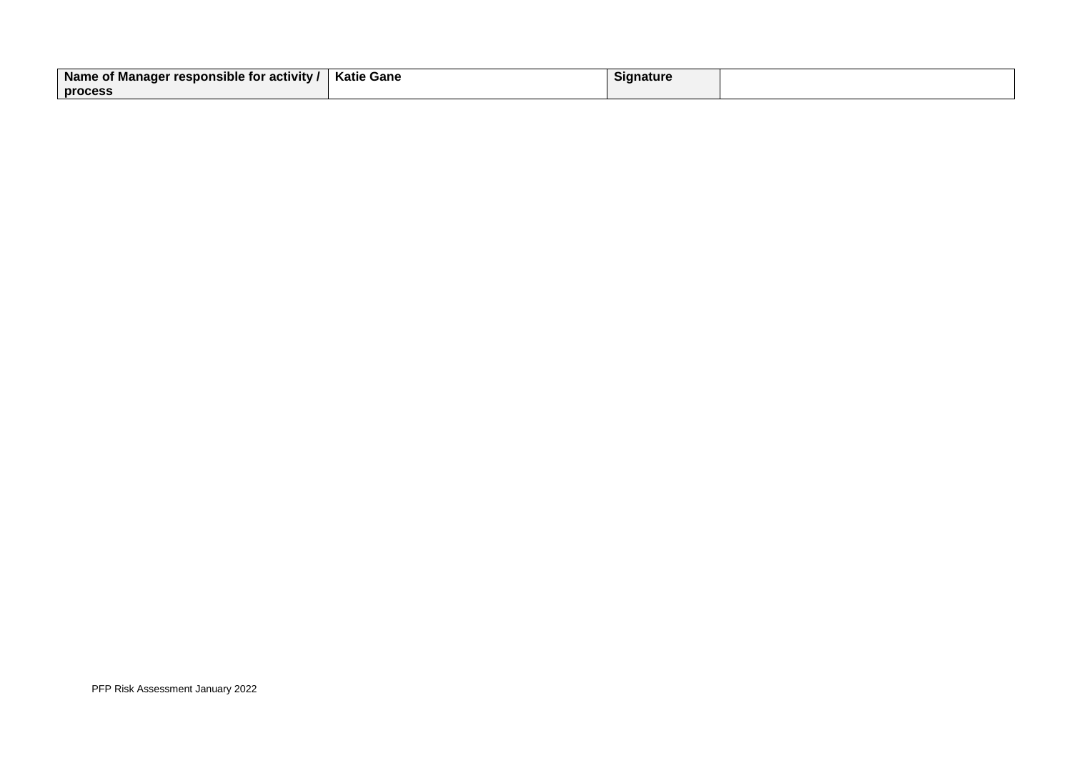| | | | |
|---|---|---|---|
| **Name of Manager responsible for activity / process** | **Katie Gane** | **Signature** | |